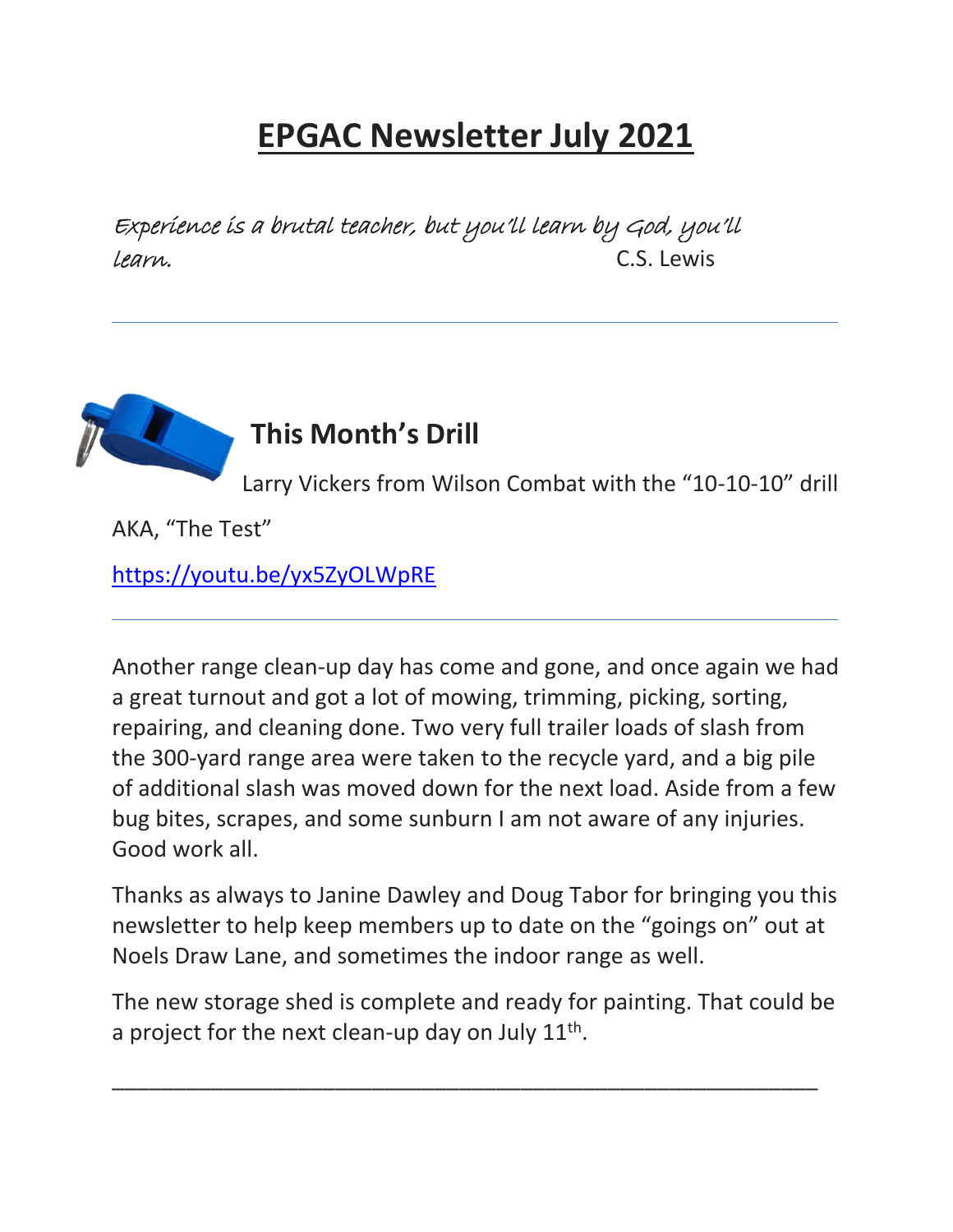# EPGAC Newsletter July 2021

*Experience is a brutal teacher, but you'll learn by God, you'll learn.* C.S. Lewis

---

## This Month's Drill

Larry Vickers from Wilson Combat with the "10-10-10" drill

AKA, "The Test"

https://youtu.be/yx5ZyOLWpRE

---

Another range clean-up day has come and gone, and once again we had a great turnout and got a lot of mowing, trimming, picking, sorting, repairing, and cleaning done. Two very full trailer loads of slash from the 300-yard range area were taken to the recycle yard, and a big pile of additional slash was moved down for the next load. Aside from a few bug bites, scrapes, and some sunburn I am not aware of any injuries. Good work all.

Thanks as always to Janine Dawley and Doug Tabor for bringing you this newsletter to help keep members up to date on the "goings on" out at Noels Draw Lane, and sometimes the indoor range as well.

The new storage shed is complete and ready for painting. That could be a project for the next clean-up day on July 11th.

---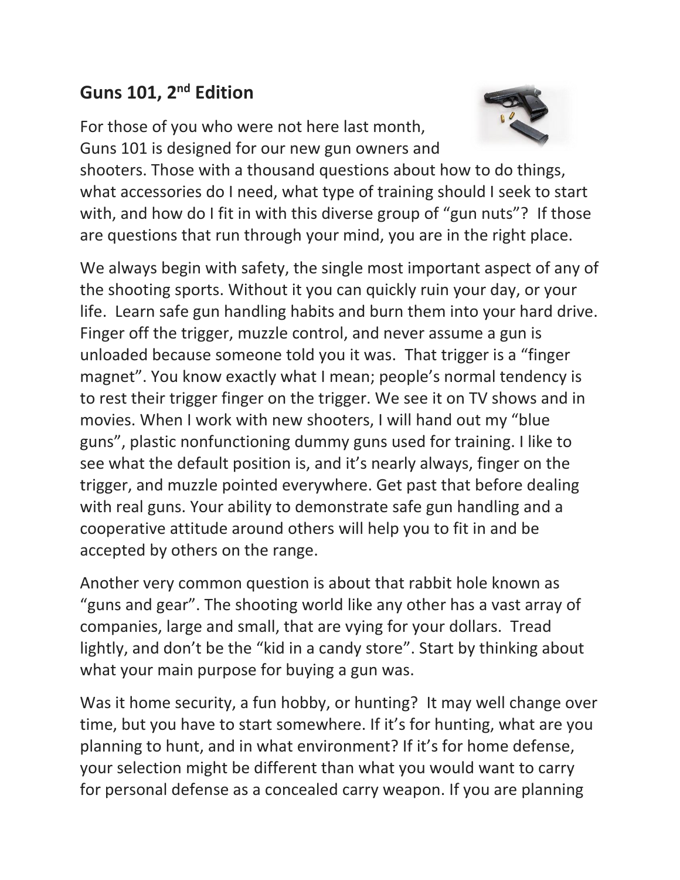## Guns 101, 2nd Edition

For those of you who were not here last month, Guns 101 is designed for our new gun owners and shooters. Those with a thousand questions about how to do things, what accessories do I need, what type of training should I seek to start with, and how do I fit in with this diverse group of "gun nuts"? If those are questions that run through your mind, you are in the right place.

We always begin with safety, the single most important aspect of any of the shooting sports. Without it you can quickly ruin your day, or your life. Learn safe gun handling habits and burn them into your hard drive. Finger off the trigger, muzzle control, and never assume a gun is unloaded because someone told you it was. That trigger is a "finger magnet". You know exactly what I mean; people's normal tendency is to rest their trigger finger on the trigger. We see it on TV shows and in movies. When I work with new shooters, I will hand out my "blue guns", plastic nonfunctioning dummy guns used for training. I like to see what the default position is, and it's nearly always, finger on the trigger, and muzzle pointed everywhere. Get past that before dealing with real guns. Your ability to demonstrate safe gun handling and a cooperative attitude around others will help you to fit in and be accepted by others on the range.

Another very common question is about that rabbit hole known as "guns and gear". The shooting world like any other has a vast array of companies, large and small, that are vying for your dollars. Tread lightly, and don't be the "kid in a candy store". Start by thinking about what your main purpose for buying a gun was.

Was it home security, a fun hobby, or hunting? It may well change over time, but you have to start somewhere. If it's for hunting, what are you planning to hunt, and in what environment? If it's for home defense, your selection might be different than what you would want to carry for personal defense as a concealed carry weapon. If you are planning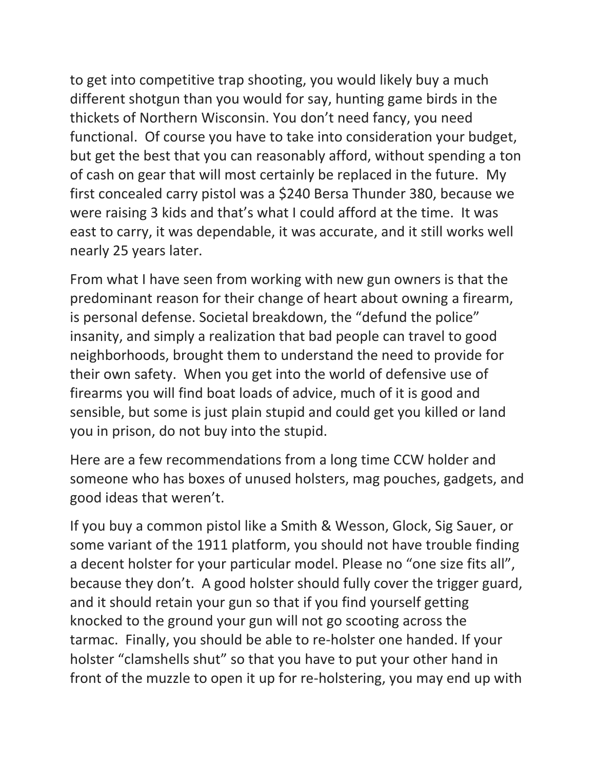to get into competitive trap shooting, you would likely buy a much different shotgun than you would for say, hunting game birds in the thickets of Northern Wisconsin. You don't need fancy, you need functional. Of course you have to take into consideration your budget, but get the best that you can reasonably afford, without spending a ton of cash on gear that will most certainly be replaced in the future. My first concealed carry pistol was a $240 Bersa Thunder 380, because we were raising 3 kids and that's what I could afford at the time. It was east to carry, it was dependable, it was accurate, and it still works well nearly 25 years later.

From what I have seen from working with new gun owners is that the predominant reason for their change of heart about owning a firearm, is personal defense. Societal breakdown, the "defund the police" insanity, and simply a realization that bad people can travel to good neighborhoods, brought them to understand the need to provide for their own safety. When you get into the world of defensive use of firearms you will find boat loads of advice, much of it is good and sensible, but some is just plain stupid and could get you killed or land you in prison, do not buy into the stupid.

Here are a few recommendations from a long time CCW holder and someone who has boxes of unused holsters, mag pouches, gadgets, and good ideas that weren't.

If you buy a common pistol like a Smith & Wesson, Glock, Sig Sauer, or some variant of the 1911 platform, you should not have trouble finding a decent holster for your particular model. Please no "one size fits all", because they don't. A good holster should fully cover the trigger guard, and it should retain your gun so that if you find yourself getting knocked to the ground your gun will not go scooting across the tarmac. Finally, you should be able to re-holster one handed. If your holster "clamshells shut" so that you have to put your other hand in front of the muzzle to open it up for re-holstering, you may end up with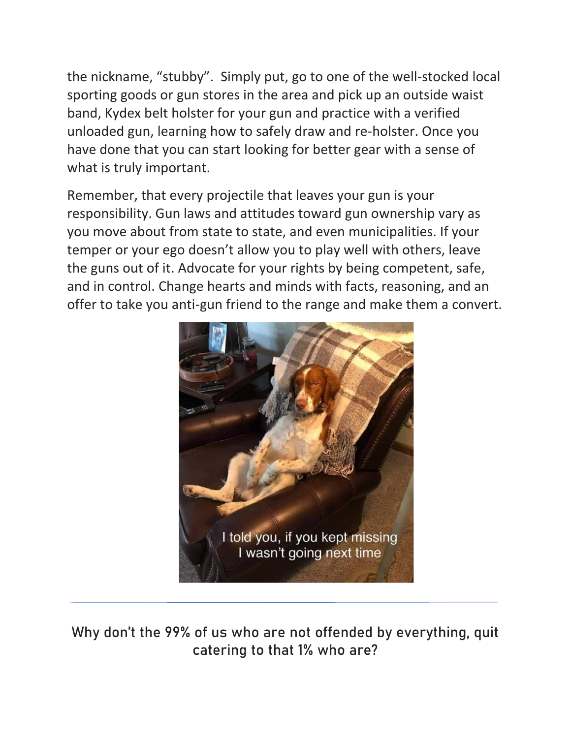the nickname, “stubby”. Simply put, go to one of the well-stocked local sporting goods or gun stores in the area and pick up an outside waist band, Kydex belt holster for your gun and practice with a verified unloaded gun, learning how to safely draw and re-holster. Once you have done that you can start looking for better gear with a sense of what is truly important.

Remember, that every projectile that leaves your gun is your responsibility. Gun laws and attitudes toward gun ownership vary as you move about from state to state, and even municipalities. If your temper or your ego doesn’t allow you to play well with others, leave the guns out of it. Advocate for your rights by being competent, safe, and in control. Change hearts and minds with facts, reasoning, and an offer to take you anti-gun friend to the range and make them a convert.

I told you, if you kept missing
I wasn’t going next time

---

Why don’t the 99% of us who are not offended by everything, quit catering to that 1% who are?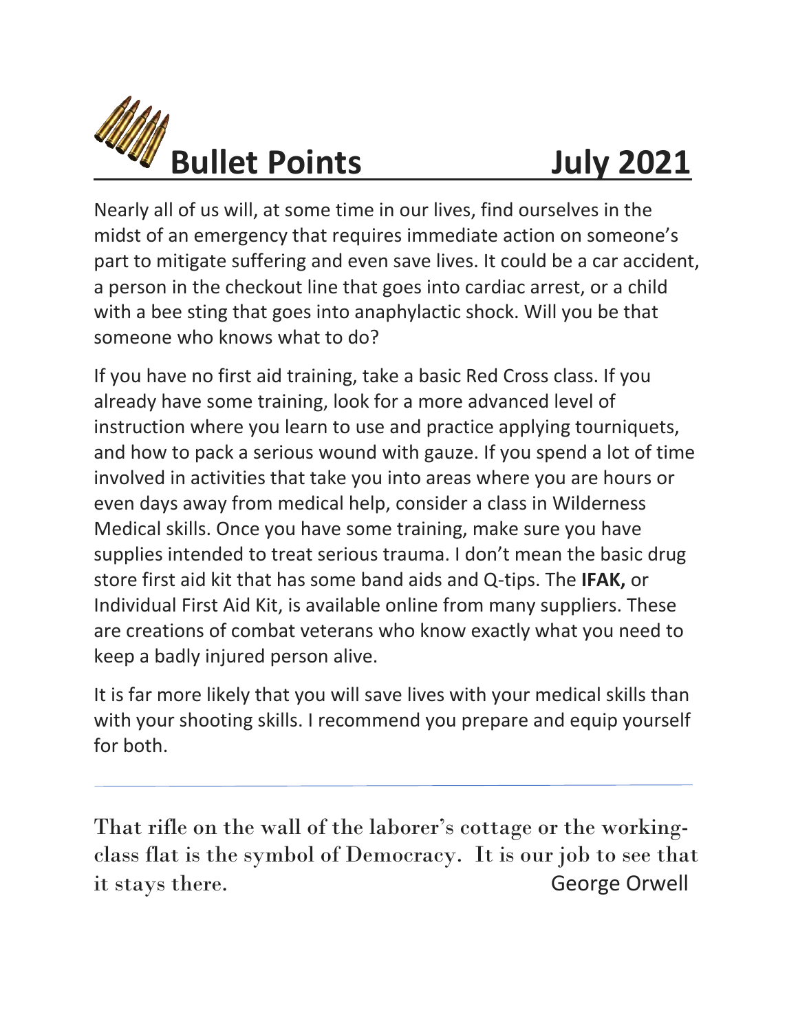# Bullet Points July 2021

Nearly all of us will, at some time in our lives, find ourselves in the midst of an emergency that requires immediate action on someone's part to mitigate suffering and even save lives. It could be a car accident, a person in the checkout line that goes into cardiac arrest, or a child with a bee sting that goes into anaphylactic shock. Will you be that someone who knows what to do?

If you have no first aid training, take a basic Red Cross class. If you already have some training, look for a more advanced level of instruction where you learn to use and practice applying tourniquets, and how to pack a serious wound with gauze. If you spend a lot of time involved in activities that take you into areas where you are hours or even days away from medical help, consider a class in Wilderness Medical skills. Once you have some training, make sure you have supplies intended to treat serious trauma. I don't mean the basic drug store first aid kit that has some band aids and Q-tips. The **IFAK,** or Individual First Aid Kit, is available online from many suppliers. These are creations of combat veterans who know exactly what you need to keep a badly injured person alive.

It is far more likely that you will save lives with your medical skills than with your shooting skills. I recommend you prepare and equip yourself for both.

---

That rifle on the wall of the laborer's cottage or the working-class flat is the symbol of Democracy. It is our job to see that it stays there. George Orwell